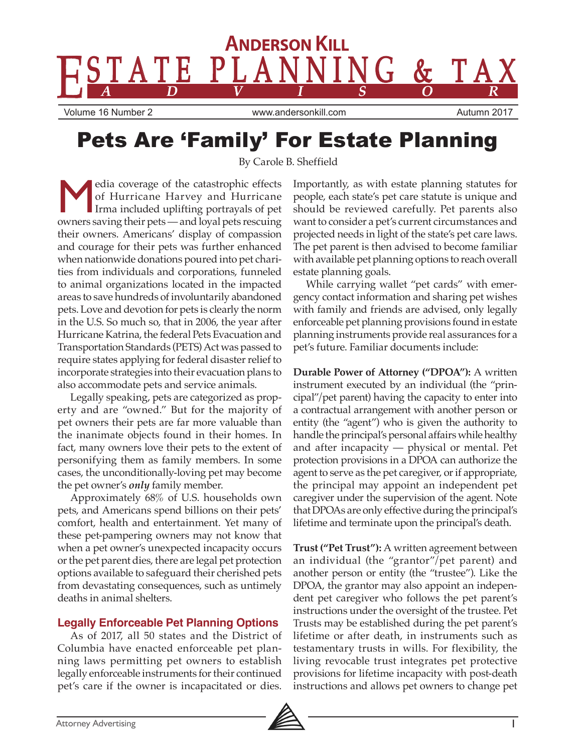# ANDERSON KILL ESTATE PLANNING & TAX ADVISOR

Volume 16 Number 2 | www.andersonkill.com | Autumn 2017

# Pets Are 'Family' For Estate Planning

By Carole B. Sheffield

Media coverage of the catastrophic effects of Hurricane Harvey and Hurricane Irma included uplifting portrayals of pet owners saving their pets — and loyal pets rescuing their owners. Americans' display of compassion and courage for their pets was further enhanced when nationwide donations poured into pet charities from individuals and corporations, funneled to animal organizations located in the impacted areas to save hundreds of involuntarily abandoned pets. Love and devotion for pets is clearly the norm in the U.S. So much so, that in 2006, the year after Hurricane Katrina, the federal Pets Evacuation and Transportation Standards (PETS) Act was passed to require states applying for federal disaster relief to incorporate strategies into their evacuation plans to also accommodate pets and service animals.

Legally speaking, pets are categorized as property and are "owned." But for the majority of pet owners their pets are far more valuable than the inanimate objects found in their homes. In fact, many owners love their pets to the extent of personifying them as family members. In some cases, the unconditionally-loving pet may become the pet owner's ***only*** family member.

Approximately 68% of U.S. households own pets, and Americans spend billions on their pets' comfort, health and entertainment. Yet many of these pet-pampering owners may not know that when a pet owner's unexpected incapacity occurs or the pet parent dies, there are legal pet protection options available to safeguard their cherished pets from devastating consequences, such as untimely deaths in animal shelters.

## Legally Enforceable Pet Planning Options

As of 2017, all 50 states and the District of Columbia have enacted enforceable pet planning laws permitting pet owners to establish legally enforceable instruments for their continued pet's care if the owner is incapacitated or dies. Importantly, as with estate planning statutes for people, each state's pet care statute is unique and should be reviewed carefully. Pet parents also want to consider a pet's current circumstances and projected needs in light of the state's pet care laws. The pet parent is then advised to become familiar with available pet planning options to reach overall estate planning goals.

While carrying wallet "pet cards" with emergency contact information and sharing pet wishes with family and friends are advised, only legally enforceable pet planning provisions found in estate planning instruments provide real assurances for a pet's future. Familiar documents include:

**Durable Power of Attorney ("DPOA"):** A written instrument executed by an individual (the "principal"/pet parent) having the capacity to enter into a contractual arrangement with another person or entity (the "agent") who is given the authority to handle the principal's personal affairs while healthy and after incapacity — physical or mental. Pet protection provisions in a DPOA can authorize the agent to serve as the pet caregiver, or if appropriate, the principal may appoint an independent pet caregiver under the supervision of the agent. Note that DPOAs are only effective during the principal's lifetime and terminate upon the principal's death.

**Trust ("Pet Trust"):** A written agreement between an individual (the "grantor"/pet parent) and another person or entity (the "trustee"). Like the DPOA, the grantor may also appoint an independent pet caregiver who follows the pet parent's instructions under the oversight of the trustee. Pet Trusts may be established during the pet parent's lifetime or after death, in instruments such as testamentary trusts in wills. For flexibility, the living revocable trust integrates pet protective provisions for lifetime incapacity with post-death instructions and allows pet owners to change pet

Attorney Advertising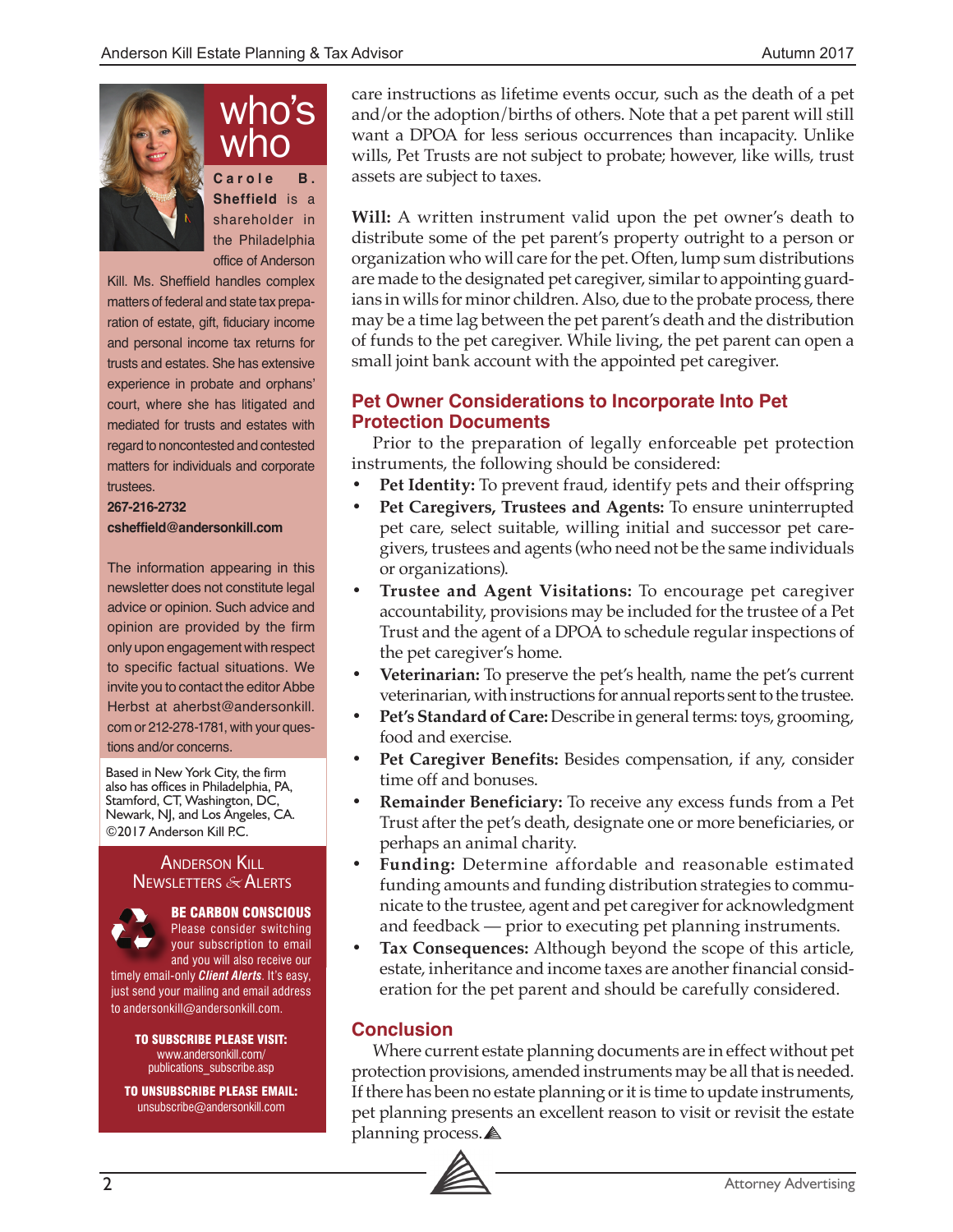## who's who

**Carole B. Sheffield** is a shareholder in the Philadelphia office of Anderson Kill. Ms. Sheffield handles complex matters of federal and state tax preparation of estate, gift, fiduciary income and personal income tax returns for trusts and estates. She has extensive experience in probate and orphans' court, where she has litigated and mediated for trusts and estates with regard to noncontested and contested matters for individuals and corporate trustees.

**267-216-2732**

**csheffield@andersonkill.com**

The information appearing in this newsletter does not constitute legal advice or opinion. Such advice and opinion are provided by the firm only upon engagement with respect to specific factual situations. We invite you to contact the editor Abbe Herbst at aherbst@andersonkill.com or 212-278-1781, with your questions and/or concerns.

Based in New York City, the firm also has offices in Philadelphia, PA, Stamford, CT, Washington, DC, Newark, NJ, and Los Angeles, CA.
©2017 Anderson Kill P.C.

**Anderson Kill Newsletters & Alerts**

**BE CARBON CONSCIOUS**
Please consider switching your subscription to email and you will also receive our timely email-only ***Client Alerts***. It's easy, just send your mailing and email address to andersonkill@andersonkill.com.

**TO SUBSCRIBE PLEASE VISIT:**
www.andersonkill.com/publications_subscribe.asp

**TO UNSUBSCRIBE PLEASE EMAIL:**
unsubscribe@andersonkill.com

care instructions as lifetime events occur, such as the death of a pet and/or the adoption/births of others. Note that a pet parent will still want a DPOA for less serious occurrences than incapacity. Unlike wills, Pet Trusts are not subject to probate; however, like wills, trust assets are subject to taxes.

**Will:** A written instrument valid upon the pet owner's death to distribute some of the pet parent's property outright to a person or organization who will care for the pet. Often, lump sum distributions are made to the designated pet caregiver, similar to appointing guardians in wills for minor children. Also, due to the probate process, there may be a time lag between the pet parent's death and the distribution of funds to the pet caregiver. While living, the pet parent can open a small joint bank account with the appointed pet caregiver.

## Pet Owner Considerations to Incorporate Into Pet Protection Documents

Prior to the preparation of legally enforceable pet protection instruments, the following should be considered:

- **Pet Identity:** To prevent fraud, identify pets and their offspring
- **Pet Caregivers, Trustees and Agents:** To ensure uninterrupted pet care, select suitable, willing initial and successor pet caregivers, trustees and agents (who need not be the same individuals or organizations).
- **Trustee and Agent Visitations:** To encourage pet caregiver accountability, provisions may be included for the trustee of a Pet Trust and the agent of a DPOA to schedule regular inspections of the pet caregiver's home.
- **Veterinarian:** To preserve the pet's health, name the pet's current veterinarian, with instructions for annual reports sent to the trustee.
- **Pet's Standard of Care:** Describe in general terms: toys, grooming, food and exercise.
- **Pet Caregiver Benefits:** Besides compensation, if any, consider time off and bonuses.
- **Remainder Beneficiary:** To receive any excess funds from a Pet Trust after the pet's death, designate one or more beneficiaries, or perhaps an animal charity.
- **Funding:** Determine affordable and reasonable estimated funding amounts and funding distribution strategies to communicate to the trustee, agent and pet caregiver for acknowledgment and feedback — prior to executing pet planning instruments.
- **Tax Consequences:** Although beyond the scope of this article, estate, inheritance and income taxes are another financial consideration for the pet parent and should be carefully considered.

## Conclusion

Where current estate planning documents are in effect without pet protection provisions, amended instruments may be all that is needed. If there has been no estate planning or it is time to update instruments, pet planning presents an excellent reason to visit or revisit the estate planning process.

Attorney Advertising